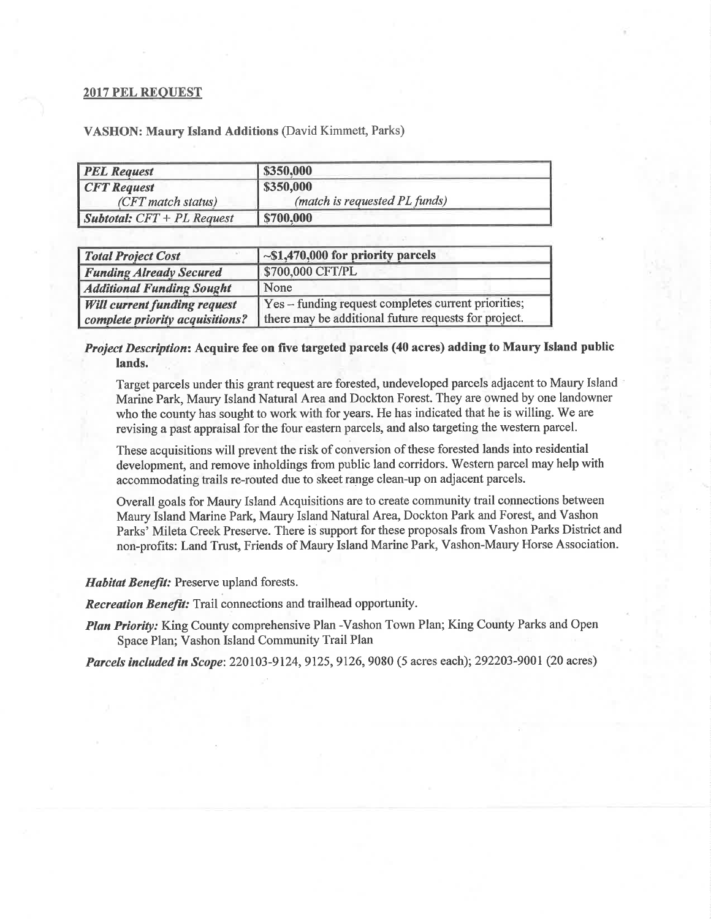## 2017 PEL REQUEST

**VASHON: Maury Island Additions** (David Kimmett, Parks)

| ***PEL Request*** | **$350,000** |
|---|---|
| ***CFT Request*** *(CFT match status)* | **$350,000** *(match is requested PL funds)* |
| ***Subtotal: CFT + PL Request*** | **$700,000** |

| ***Total Project Cost*** | **~$1,470,000 for priority parcels** |
|---|---|
| ***Funding Already Secured*** | $700,000 CFT/PL |
| ***Additional Funding Sought*** | None |
| ***Will current funding request complete priority acquisitions?*** | Yes – funding request completes current priorities; there may be additional future requests for project. |

***Project Description*: Acquire fee on five targeted parcels (40 acres) adding to Maury Island public lands.**

Target parcels under this grant request are forested, undeveloped parcels adjacent to Maury Island Marine Park, Maury Island Natural Area and Dockton Forest. They are owned by one landowner who the county has sought to work with for years. He has indicated that he is willing. We are revising a past appraisal for the four eastern parcels, and also targeting the western parcel.

These acquisitions will prevent the risk of conversion of these forested lands into residential development, and remove inholdings from public land corridors. Western parcel may help with accommodating trails re-routed due to skeet range clean-up on adjacent parcels.

Overall goals for Maury Island Acquisitions are to create community trail connections between Maury Island Marine Park, Maury Island Natural Area, Dockton Park and Forest, and Vashon Parks' Mileta Creek Preserve. There is support for these proposals from Vashon Parks District and non-profits: Land Trust, Friends of Maury Island Marine Park, Vashon-Maury Horse Association.

***Habitat Benefit:*** Preserve upland forests.

***Recreation Benefit:*** Trail connections and trailhead opportunity.

***Plan Priority:*** King County comprehensive Plan -Vashon Town Plan; King County Parks and Open Space Plan; Vashon Island Community Trail Plan

***Parcels included in Scope*:** 220103-9124, 9125, 9126, 9080 (5 acres each); 292203-9001 (20 acres)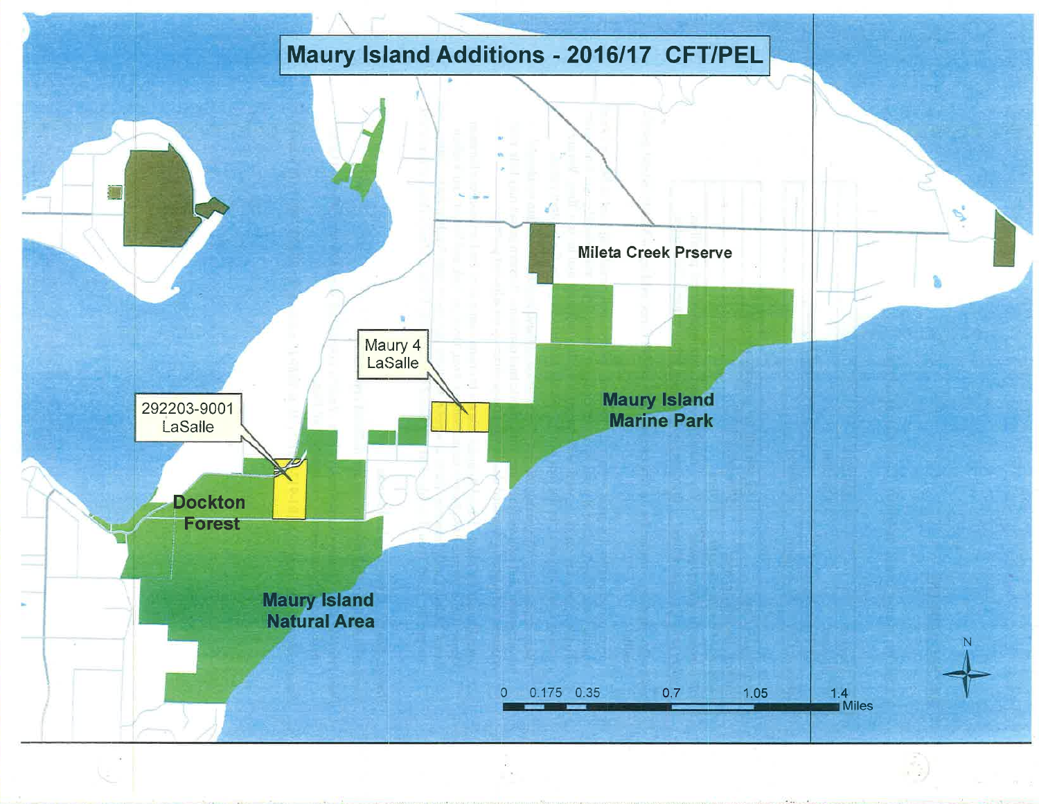# Maury Island Additions - 2016/17 CFT/PEL

Mileta Creek Prserve

Maury 4
LaSalle

292203-9001
LaSalle

Maury Island
Marine Park

Dockton
Forest

Maury Island
Natural Area

0 0.175 0.35 0.7 1.05 1.4
Miles

N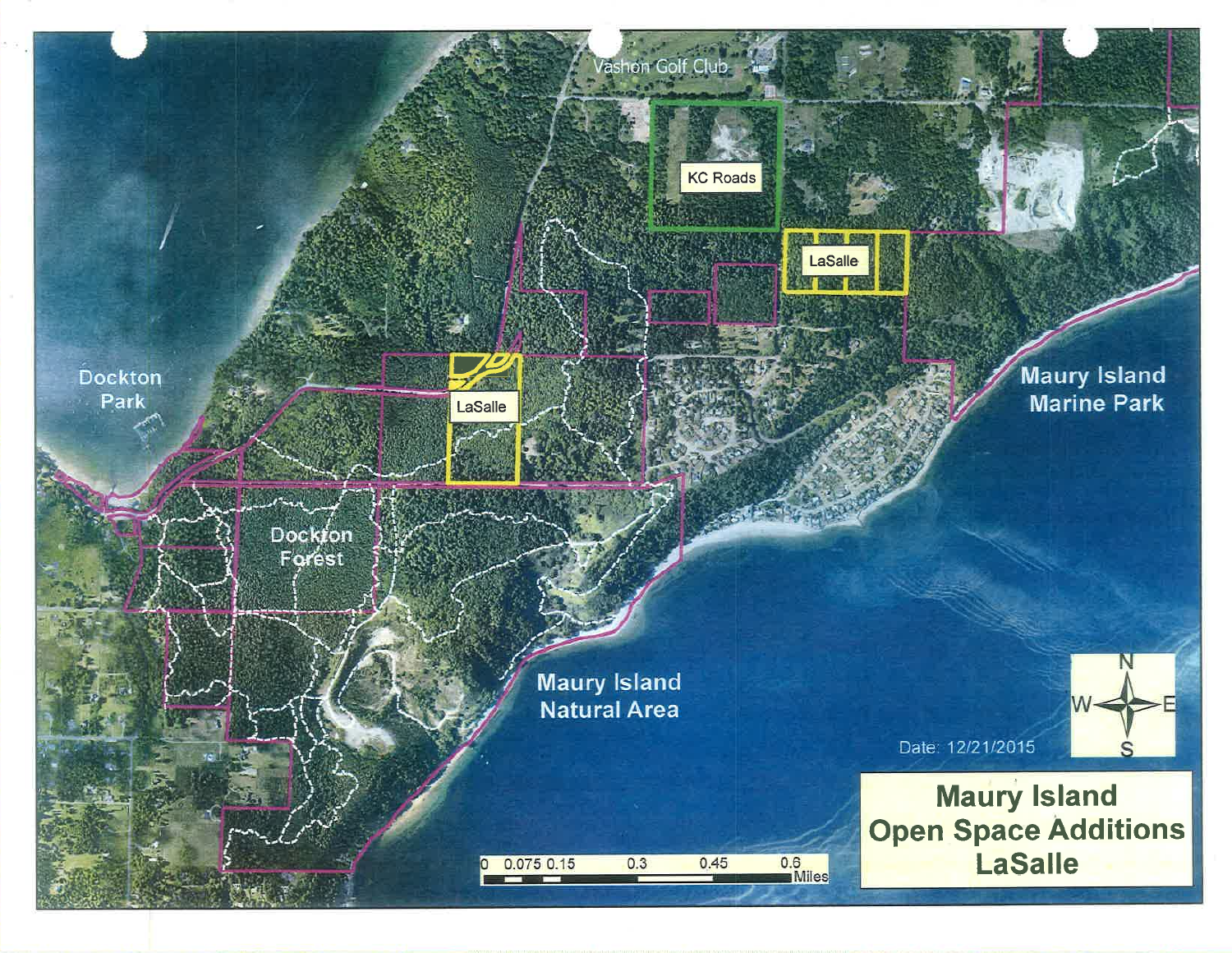# Maury Island Open Space Additions LaSalle

Date: 12/21/2015

Vashon Golf Club

KC Roads

LaSalle

LaSalle

Dockton Park

Dockton Forest

Maury Island Marine Park

Maury Island Natural Area

N
W E
S

0 0.075 0.15 0.3 0.45 0.6 Miles